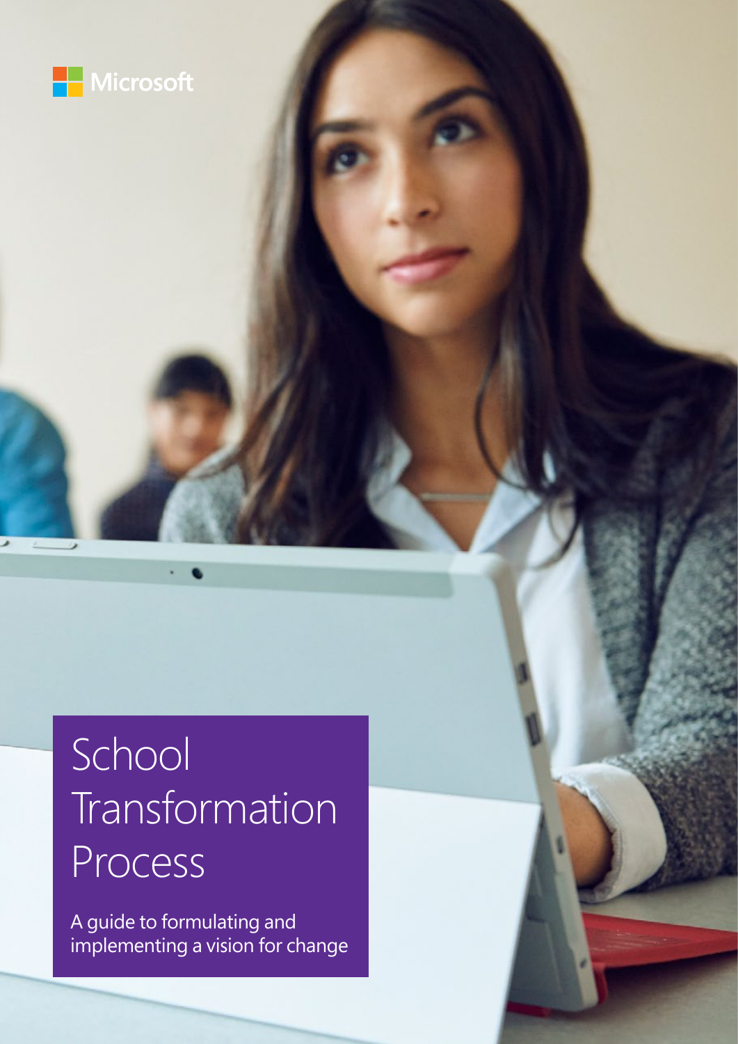Microsoft

# School Transformation Process

A guide to formulating and implementing a vision for change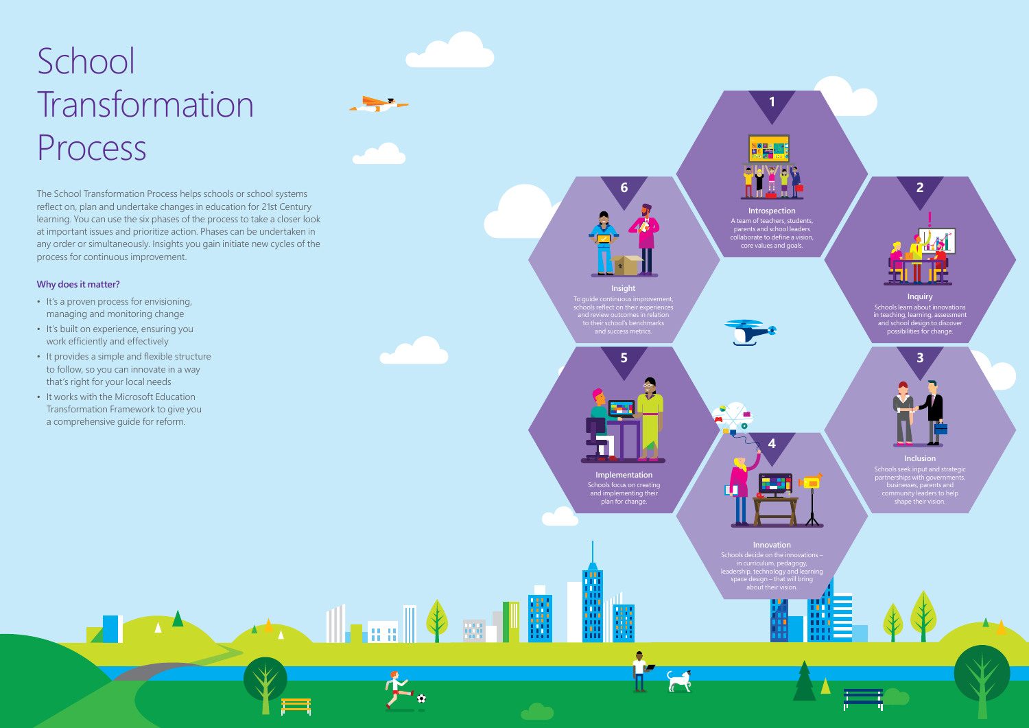# School Transformation Process

The School Transformation Process helps schools or school systems reflect on, plan and undertake changes in education for 21st Century learning. You can use the six phases of the process to take a closer look at important issues and prioritize action. Phases can be undertaken in any order or simultaneously. Insights you gain initiate new cycles of the process for continuous improvement.

### Why does it matter?

- It's a proven process for envisioning, managing and monitoring change
- It's built on experience, ensuring you work efficiently and effectively
- It provides a simple and flexible structure to follow, so you can innovate in a way that's right for your local needs
- It works with the Microsoft Education Transformation Framework to give you a comprehensive guide for reform.

**1**

**Introspection**
A team of teachers, students, parents and school leaders collaborate to define a vision, core values and goals.

**2**

**Inquiry**
Schools learn about innovations in teaching, learning, assessment and school design to discover possibilities for change.

**3**

**Inclusion**
Schools seek input and strategic partnerships with governments, businesses, parents and community leaders to help shape their vision.

**4**

**Innovation**
Schools decide on the innovations – in curriculum, pedagogy, leadership, technology and learning space design – that will bring about their vision.

**5**

**Implementation**
Schools focus on creating and implementing their plan for change.

**6**

**Insight**
To guide continuous improvement, schools reflect on their experiences and review outcomes in relation to their school's benchmarks and success metrics.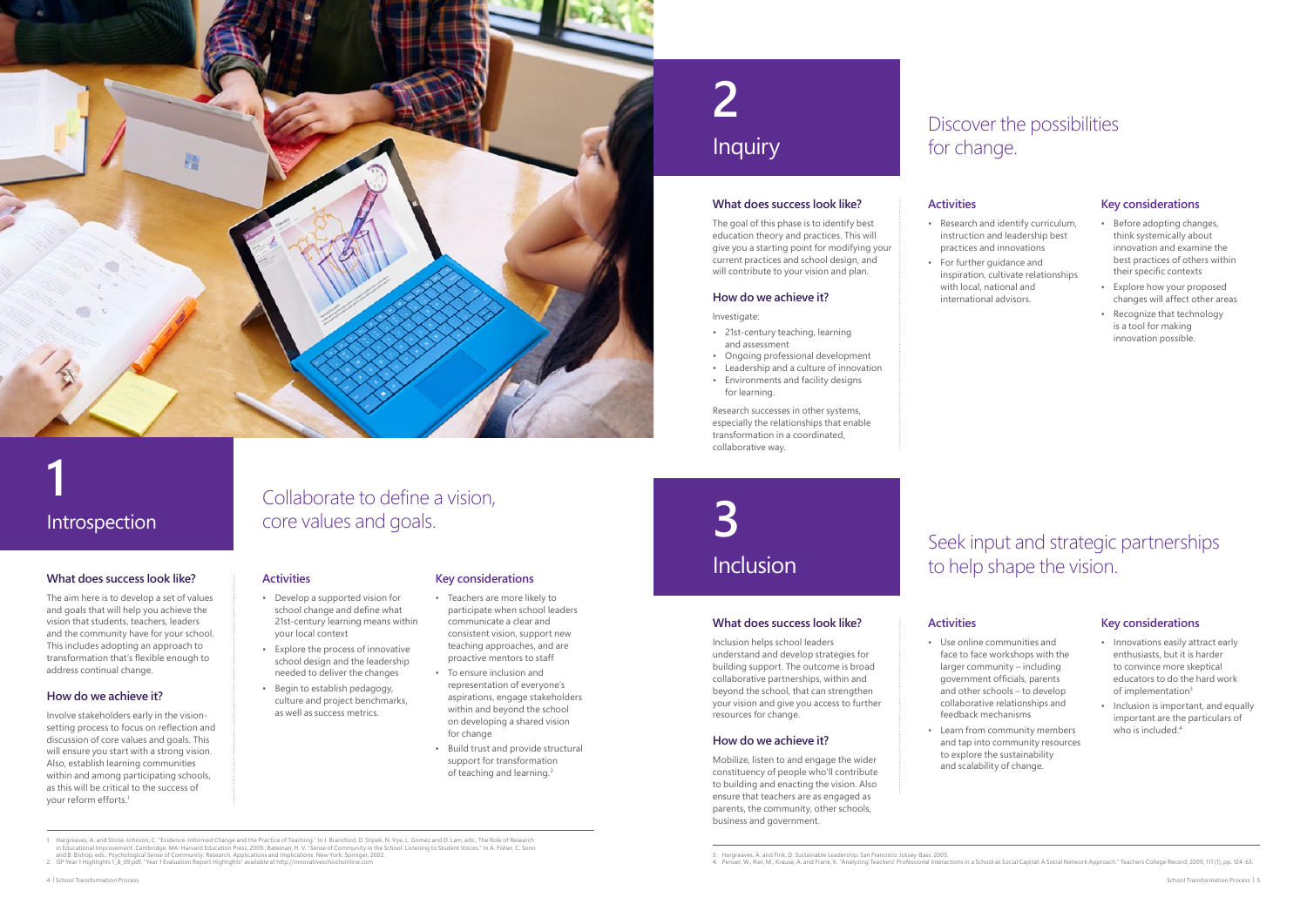# 1 Introspection

## Collaborate to define a vision, core values and goals.

### What does success look like?

The aim here is to develop a set of values and goals that will help you achieve the vision that students, teachers, leaders and the community have for your school. This includes adopting an approach to transformation that's flexible enough to address continual change.

### How do we achieve it?

Involve stakeholders early in the vision-setting process to focus on reflection and discussion of core values and goals. This will ensure you start with a strong vision. Also, establish learning communities within and among participating schools, as this will be critical to the success of your reform efforts.[1]

### Activities

- Develop a supported vision for school change and define what 21st-century learning means within your local context
- Explore the process of innovative school design and the leadership needed to deliver the changes
- Begin to establish pedagogy, culture and project benchmarks, as well as success metrics.

### Key considerations

- Teachers are more likely to participate when school leaders communicate a clear and consistent vision, support new teaching approaches, and are proactive mentors to staff
- To ensure inclusion and representation of everyone's aspirations, engage stakeholders within and beyond the school on developing a shared vision for change
- Build trust and provide structural support for transformation of teaching and learning.[2]

1. Hargreaves, A. and Stone-Johnson, C. "Evidence-Informed Change and the Practice of Teaching." In J. Bransford, D. Stipek, N. Vye, L. Gomez and D. Lam, eds., The Role of Research in Educational Improvement. Cambridge, MA: Harvard Education Press, 2009.; Bateman, H. V. "Sense of Community in the School: Listening to Student Voices." In A. Fisher, C. Sonn and B. Bishop, eds., Psychological Sense of Community: Research, Applications and Implications. New York: Springer, 2002.
2. ISP Year 1 Highlights 1_8_09.pdf, "Year 1 Evaluation Report Highlights" available at http://innovativeschoolsonline.com

# 2 Inquiry

## Discover the possibilities for change.

### What does success look like?

The goal of this phase is to identify best education theory and practices. This will give you a starting point for modifying your current practices and school design, and will contribute to your vision and plan.

### How do we achieve it?

Investigate:

- 21st-century teaching, learning and assessment
- Ongoing professional development
- Leadership and a culture of innovation
- Environments and facility designs for learning.

Research successes in other systems, especially the relationships that enable transformation in a coordinated, collaborative way.

### Activities

- Research and identify curriculum, instruction and leadership best practices and innovations
- For further guidance and inspiration, cultivate relationships with local, national and international advisors.

### Key considerations

- Before adopting changes, think systemically about innovation and examine the best practices of others within their specific contexts
- Explore how your proposed changes will affect other areas
- Recognize that technology is a tool for making innovation possible.

# 3 Inclusion

## Seek input and strategic partnerships to help shape the vision.

### What does success look like?

Inclusion helps school leaders understand and develop strategies for building support. The outcome is broad collaborative partnerships, within and beyond the school, that can strengthen your vision and give you access to further resources for change.

### How do we achieve it?

Mobilize, listen to and engage the wider constituency of people who'll contribute to building and enacting the vision. Also ensure that teachers are as engaged as parents, the community, other schools, business and government.

### Activities

- Use online communities and face to face workshops with the larger community – including government officials, parents and other schools – to develop collaborative relationships and feedback mechanisms
- Learn from community members and tap into community resources to explore the sustainability and scalability of change.

### Key considerations

- Innovations easily attract early enthusiasts, but it is harder to convince more skeptical educators to do the hard work of implementation[3]
- Inclusion is important, and equally important are the particulars of who is included.[4]

3. Hargreaves, A. and Fink, D. Sustainable Leadership. San Francisco: Jossey-Bass, 2005.
4. Penuel, W., Riel, M., Krause, A. and Frank, K. "Analyzing Teachers' Professional Interactions in a School as Social Capital: A Social Network Approach." Teachers College Record, 2009, 111 (1), pp. 124-63.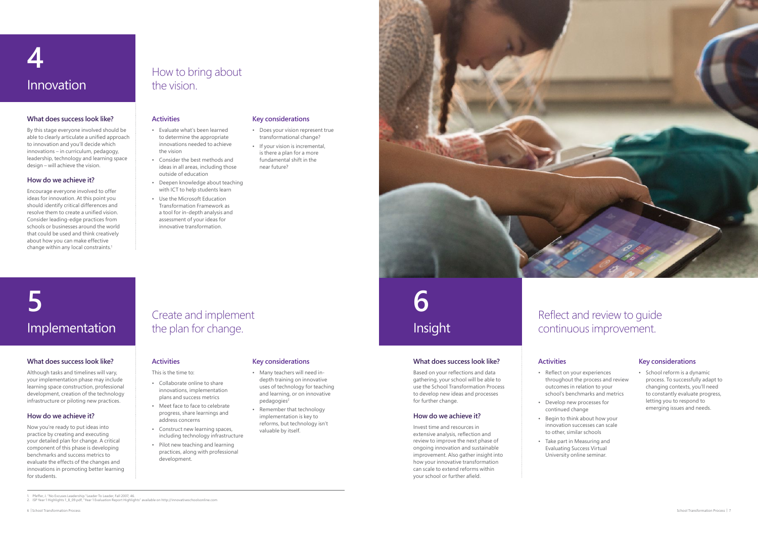# 4 Innovation

## How to bring about the vision.

### What does success look like?

By this stage everyone involved should be able to clearly articulate a unified approach to innovation and you'll decide which innovations – in curriculum, pedagogy, leadership, technology and learning space design – will achieve the vision.

### How do we achieve it?

Encourage everyone involved to offer ideas for innovation. At this point you should identify critical differences and resolve them to create a unified vision. Consider leading-edge practices from schools or businesses around the world that could be used and think creatively about how you can make effective change within any local constraints.[1]

### Activities

- Evaluate what's been learned to determine the appropriate innovations needed to achieve the vision
- Consider the best methods and ideas in all areas, including those outside of education
- Deepen knowledge about teaching with ICT to help students learn
- Use the Microsoft Education Transformation Framework as a tool for in-depth analysis and assessment of your ideas for innovative transformation.

### Key considerations

- Does your vision represent true transformational change?
- If your vision is incremental, is there a plan for a more fundamental shift in the near future?

# 5 Implementation

## Create and implement the plan for change.

### What does success look like?

Although tasks and timelines will vary, your implementation phase may include learning space construction, professional development, creation of the technology infrastructure or piloting new practices.

### How do we achieve it?

Now you're ready to put ideas into practice by creating and executing your detailed plan for change. A critical component of this phase is developing benchmarks and success metrics to evaluate the effects of the changes and innovations in promoting better learning for students.

### Activities

This is the time to:

- Collaborate online to share innovations, implementation plans and success metrics
- Meet face to face to celebrate progress, share learnings and address concerns
- Construct new learning spaces, including technology infrastructure
- Pilot new teaching and learning practices, along with professional development.

### Key considerations

- Many teachers will need in-depth training on innovative uses of technology for teaching and learning, or on innovative pedagogies[2]
- Remember that technology implementation is key to reforms, but technology isn't valuable by itself.

# 6 Insight

## Reflect and review to guide continuous improvement.

### What does success look like?

Based on your reflections and data gathering, your school will be able to use the School Transformation Process to develop new ideas and processes for further change.

### How do we achieve it?

Invest time and resources in extensive analysis, reflection and review to improve the next phase of ongoing innovation and sustainable improvement. Also gather insight into how your innovative transformation can scale to extend reforms within your school or further afield.

### Activities

- Reflect on your experiences throughout the process and review outcomes in relation to your school's benchmarks and metrics
- Develop new processes for continued change
- Begin to think about how your innovation successes can scale to other, similar schools
- Take part in Measuring and Evaluating Success Virtual University online seminar.

### Key considerations

- School reform is a dynamic process. To successfully adapt to changing contexts, you'll need to constantly evaluate progress, letting you to respond to emerging issues and needs.

---

1. Pfeffer, J. "No Excuses Leadership."Leader To Leader, Fall 2007, 46.
2. ISP Year 1 Highlights 1_8_09.pdf, "Year 1 Evaluation Report Highlights" available on http://innovativeschoolsonline.com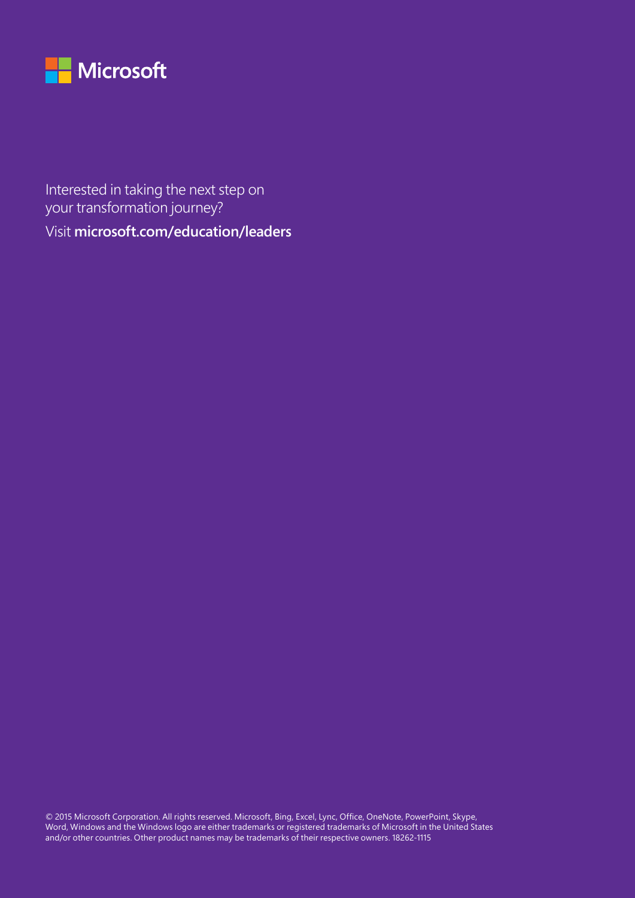Microsoft

Interested in taking the next step on your transformation journey?

Visit **microsoft.com/education/leaders**

© 2015 Microsoft Corporation. All rights reserved. Microsoft, Bing, Excel, Lync, Office, OneNote, PowerPoint, Skype, Word, Windows and the Windows logo are either trademarks or registered trademarks of Microsoft in the United States and/or other countries. Other product names may be trademarks of their respective owners. 18262-1115